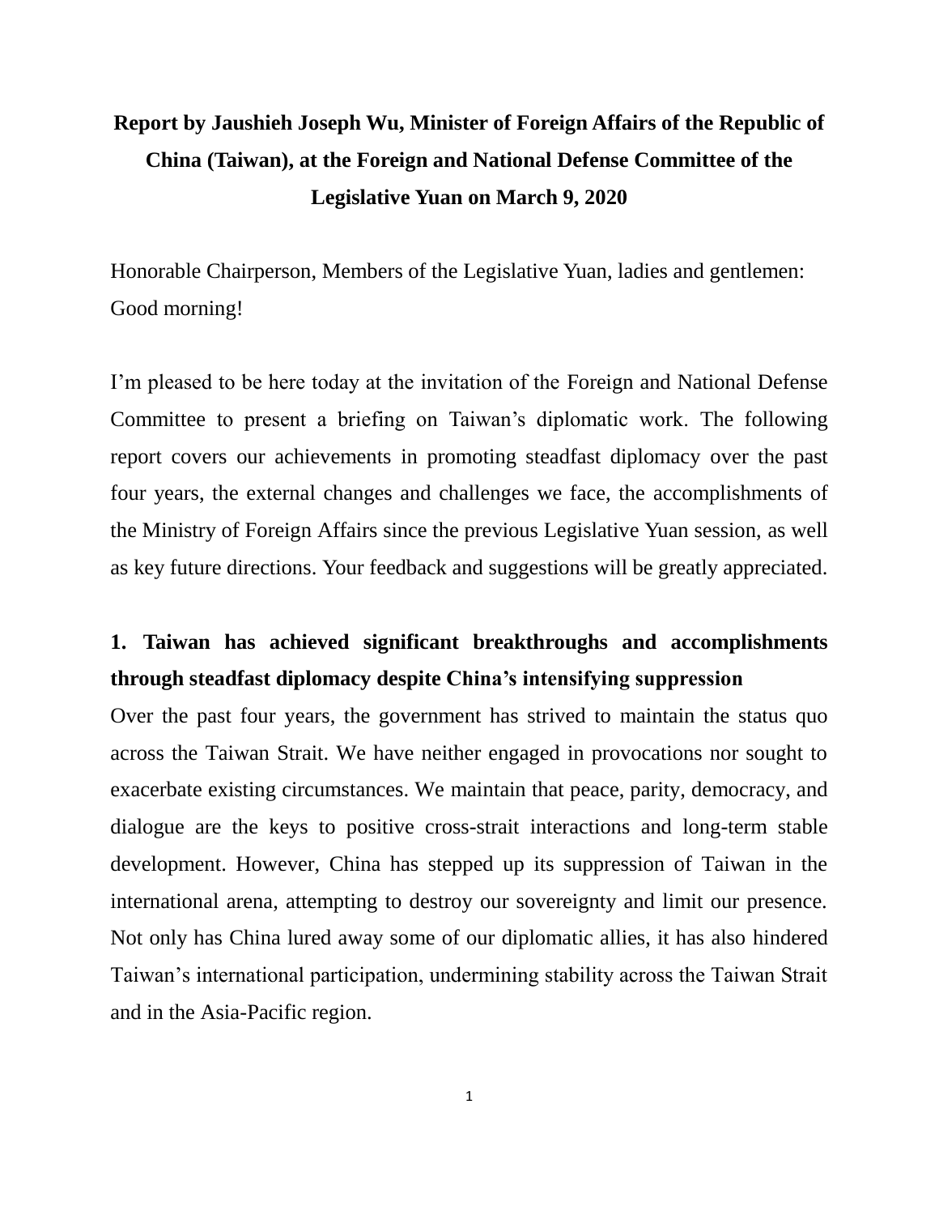# Report by Jaushieh Joseph Wu, Minister of Foreign Affairs of the Republic of China (Taiwan), at the Foreign and National Defense Committee of the Legislative Yuan on March 9, 2020

Honorable Chairperson, Members of the Legislative Yuan, ladies and gentlemen: Good morning!

I'm pleased to be here today at the invitation of the Foreign and National Defense Committee to present a briefing on Taiwan's diplomatic work. The following report covers our achievements in promoting steadfast diplomacy over the past four years, the external changes and challenges we face, the accomplishments of the Ministry of Foreign Affairs since the previous Legislative Yuan session, as well as key future directions. Your feedback and suggestions will be greatly appreciated.

## 1. Taiwan has achieved significant breakthroughs and accomplishments through steadfast diplomacy despite China's intensifying suppression

Over the past four years, the government has strived to maintain the status quo across the Taiwan Strait. We have neither engaged in provocations nor sought to exacerbate existing circumstances. We maintain that peace, parity, democracy, and dialogue are the keys to positive cross-strait interactions and long-term stable development. However, China has stepped up its suppression of Taiwan in the international arena, attempting to destroy our sovereignty and limit our presence. Not only has China lured away some of our diplomatic allies, it has also hindered Taiwan's international participation, undermining stability across the Taiwan Strait and in the Asia-Pacific region.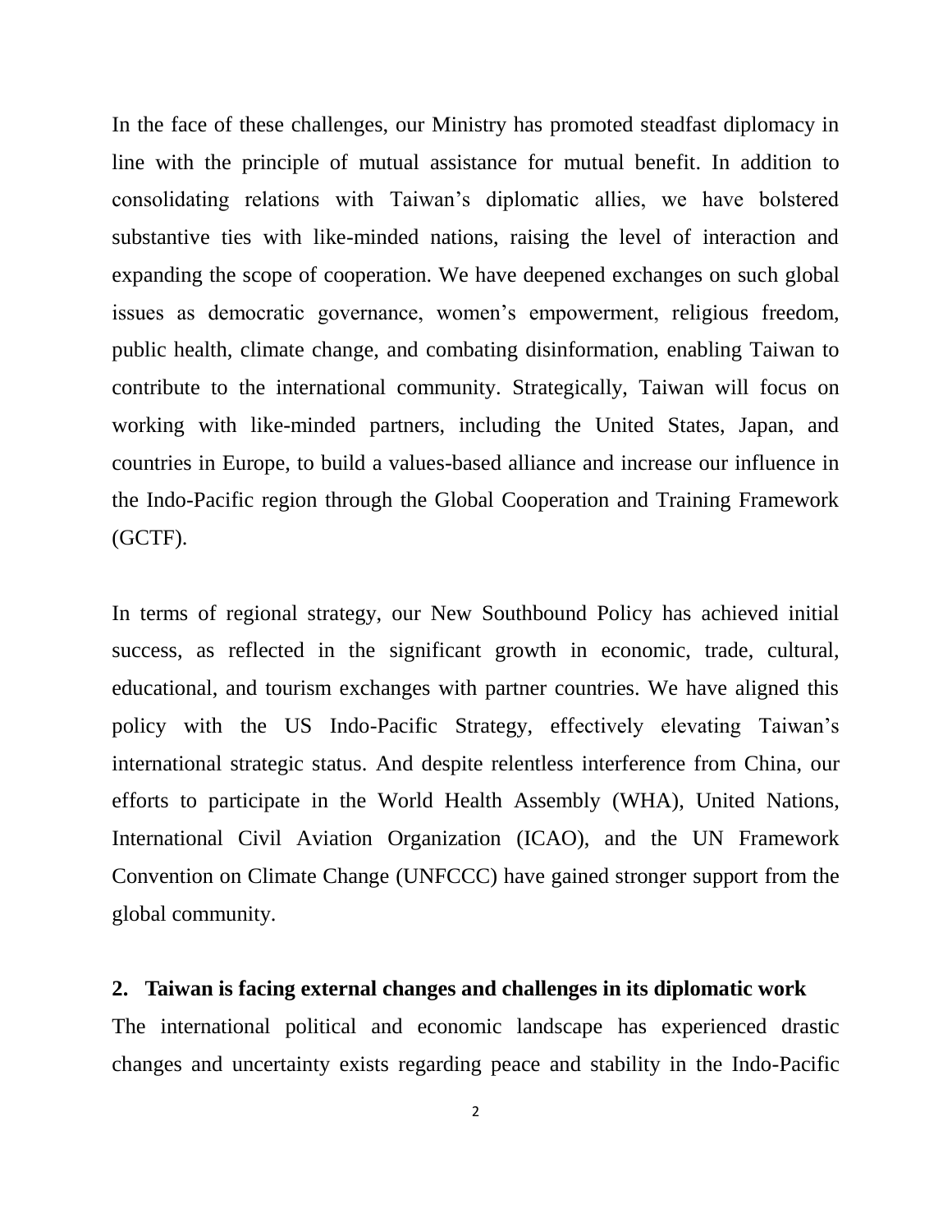In the face of these challenges, our Ministry has promoted steadfast diplomacy in line with the principle of mutual assistance for mutual benefit. In addition to consolidating relations with Taiwan's diplomatic allies, we have bolstered substantive ties with like-minded nations, raising the level of interaction and expanding the scope of cooperation. We have deepened exchanges on such global issues as democratic governance, women's empowerment, religious freedom, public health, climate change, and combating disinformation, enabling Taiwan to contribute to the international community. Strategically, Taiwan will focus on working with like-minded partners, including the United States, Japan, and countries in Europe, to build a values-based alliance and increase our influence in the Indo-Pacific region through the Global Cooperation and Training Framework (GCTF).

In terms of regional strategy, our New Southbound Policy has achieved initial success, as reflected in the significant growth in economic, trade, cultural, educational, and tourism exchanges with partner countries. We have aligned this policy with the US Indo-Pacific Strategy, effectively elevating Taiwan's international strategic status. And despite relentless interference from China, our efforts to participate in the World Health Assembly (WHA), United Nations, International Civil Aviation Organization (ICAO), and the UN Framework Convention on Climate Change (UNFCCC) have gained stronger support from the global community.

## 2. Taiwan is facing external changes and challenges in its diplomatic work

The international political and economic landscape has experienced drastic changes and uncertainty exists regarding peace and stability in the Indo-Pacific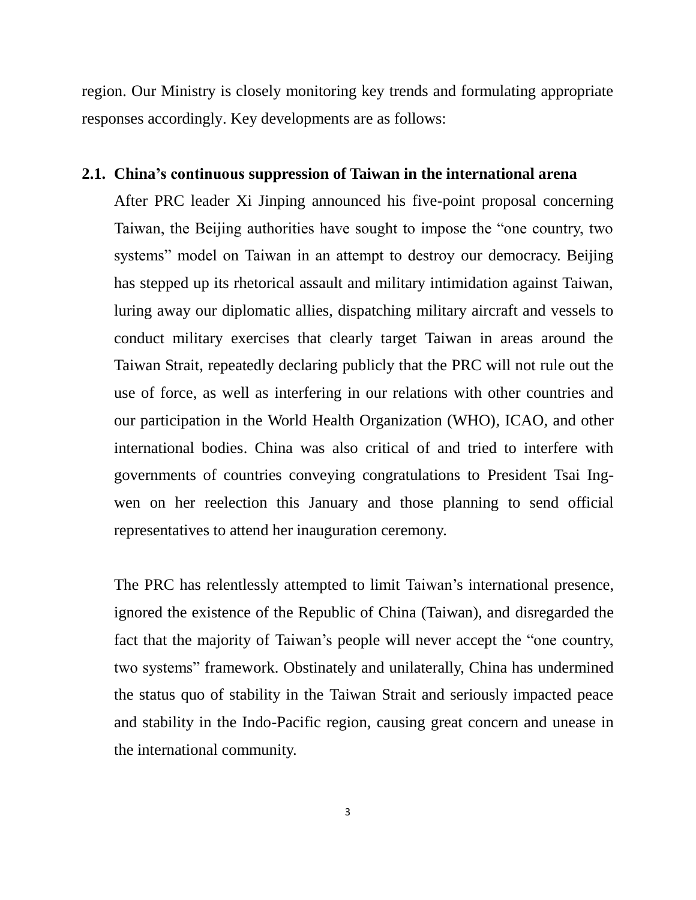region. Our Ministry is closely monitoring key trends and formulating appropriate responses accordingly. Key developments are as follows:

### 2.1. China's continuous suppression of Taiwan in the international arena

After PRC leader Xi Jinping announced his five-point proposal concerning Taiwan, the Beijing authorities have sought to impose the "one country, two systems" model on Taiwan in an attempt to destroy our democracy. Beijing has stepped up its rhetorical assault and military intimidation against Taiwan, luring away our diplomatic allies, dispatching military aircraft and vessels to conduct military exercises that clearly target Taiwan in areas around the Taiwan Strait, repeatedly declaring publicly that the PRC will not rule out the use of force, as well as interfering in our relations with other countries and our participation in the World Health Organization (WHO), ICAO, and other international bodies. China was also critical of and tried to interfere with governments of countries conveying congratulations to President Tsai Ing-wen on her reelection this January and those planning to send official representatives to attend her inauguration ceremony.

The PRC has relentlessly attempted to limit Taiwan's international presence, ignored the existence of the Republic of China (Taiwan), and disregarded the fact that the majority of Taiwan's people will never accept the "one country, two systems" framework. Obstinately and unilaterally, China has undermined the status quo of stability in the Taiwan Strait and seriously impacted peace and stability in the Indo-Pacific region, causing great concern and unease in the international community.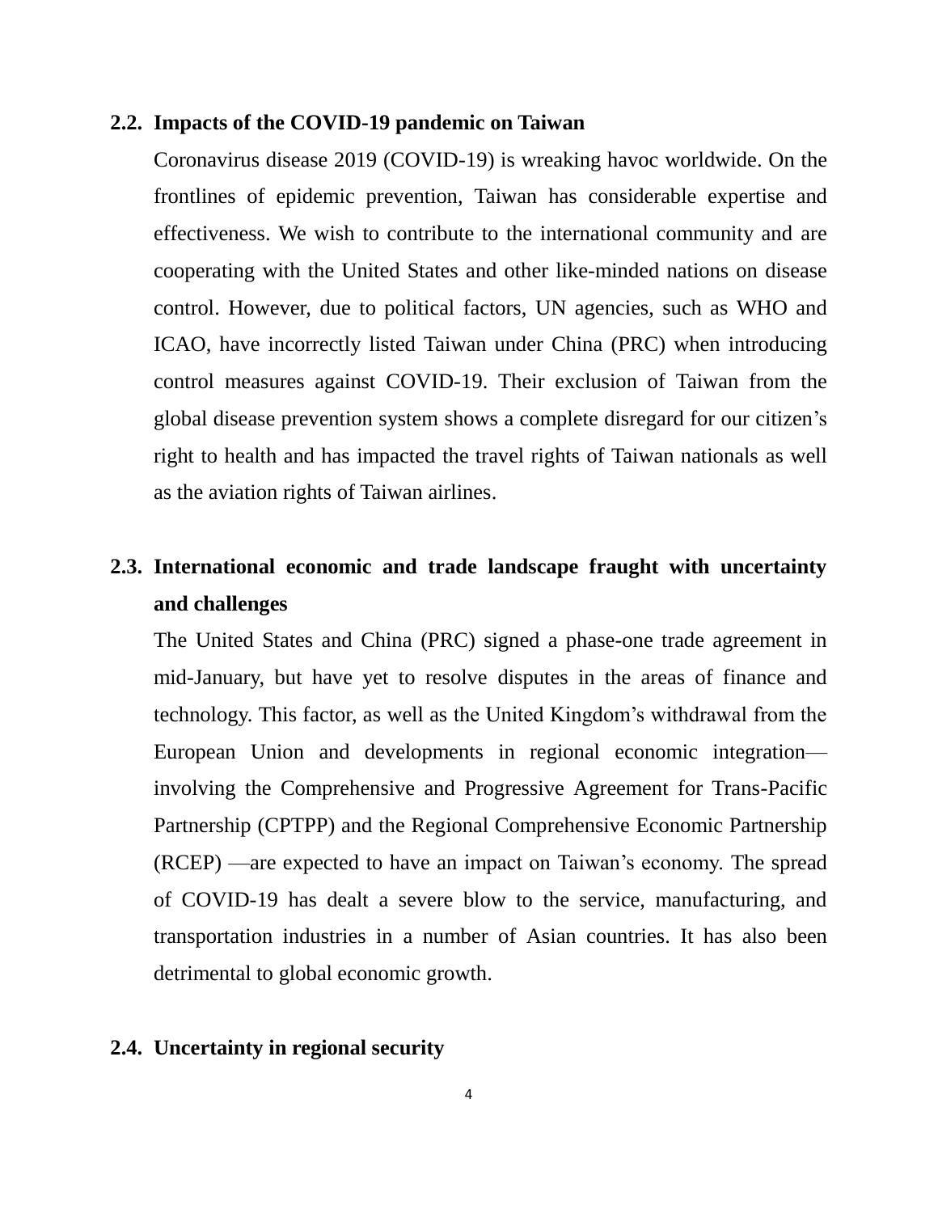### 2.2. Impacts of the COVID-19 pandemic on Taiwan

Coronavirus disease 2019 (COVID-19) is wreaking havoc worldwide. On the frontlines of epidemic prevention, Taiwan has considerable expertise and effectiveness. We wish to contribute to the international community and are cooperating with the United States and other like-minded nations on disease control. However, due to political factors, UN agencies, such as WHO and ICAO, have incorrectly listed Taiwan under China (PRC) when introducing control measures against COVID-19. Their exclusion of Taiwan from the global disease prevention system shows a complete disregard for our citizen's right to health and has impacted the travel rights of Taiwan nationals as well as the aviation rights of Taiwan airlines.

### 2.3. International economic and trade landscape fraught with uncertainty and challenges

The United States and China (PRC) signed a phase-one trade agreement in mid-January, but have yet to resolve disputes in the areas of finance and technology. This factor, as well as the United Kingdom's withdrawal from the European Union and developments in regional economic integration—involving the Comprehensive and Progressive Agreement for Trans-Pacific Partnership (CPTPP) and the Regional Comprehensive Economic Partnership (RCEP) —are expected to have an impact on Taiwan's economy. The spread of COVID-19 has dealt a severe blow to the service, manufacturing, and transportation industries in a number of Asian countries. It has also been detrimental to global economic growth.

### 2.4. Uncertainty in regional security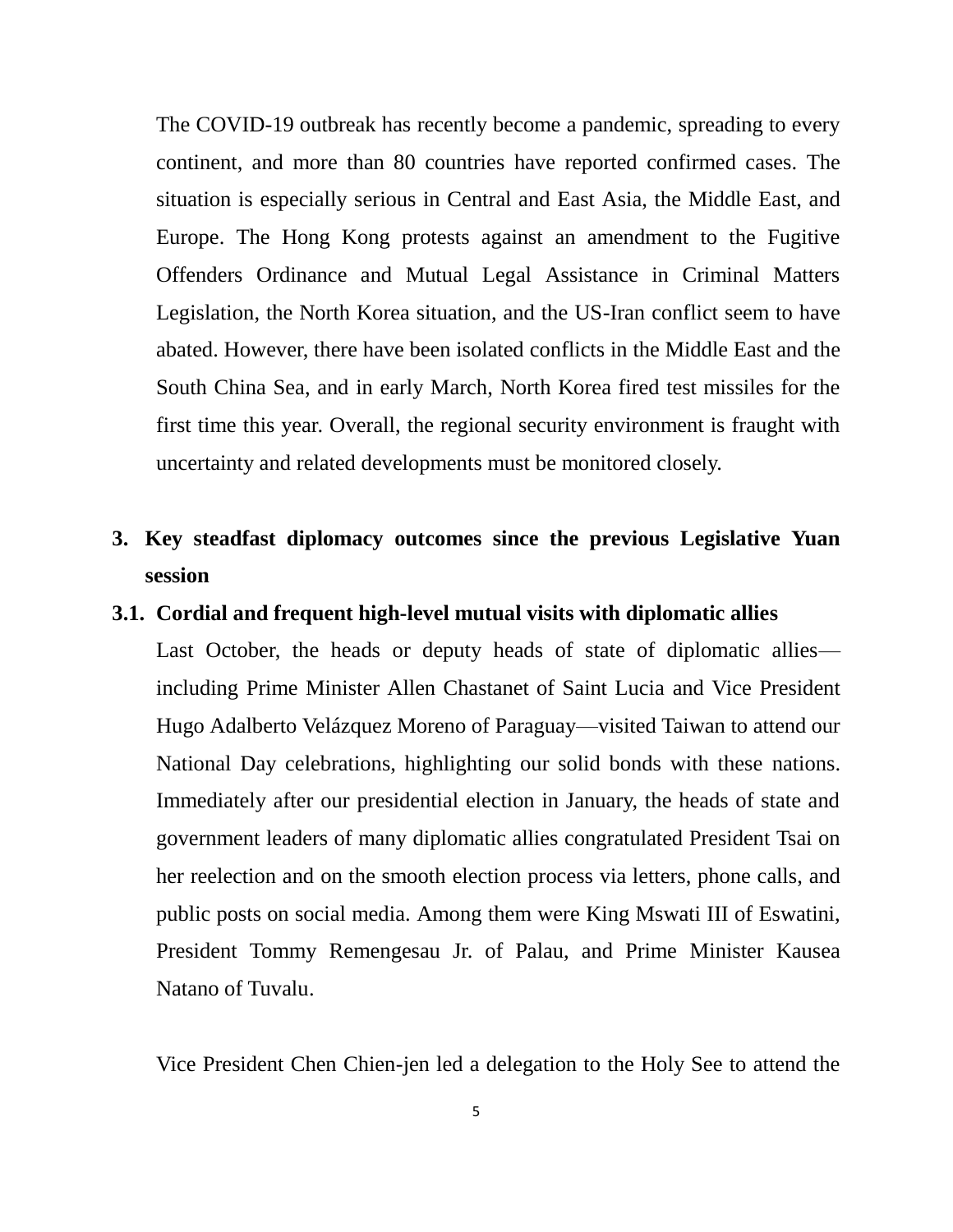The COVID-19 outbreak has recently become a pandemic, spreading to every continent, and more than 80 countries have reported confirmed cases. The situation is especially serious in Central and East Asia, the Middle East, and Europe. The Hong Kong protests against an amendment to the Fugitive Offenders Ordinance and Mutual Legal Assistance in Criminal Matters Legislation, the North Korea situation, and the US-Iran conflict seem to have abated. However, there have been isolated conflicts in the Middle East and the South China Sea, and in early March, North Korea fired test missiles for the first time this year. Overall, the regional security environment is fraught with uncertainty and related developments must be monitored closely.

## 3. Key steadfast diplomacy outcomes since the previous Legislative Yuan session

### 3.1. Cordial and frequent high-level mutual visits with diplomatic allies

Last October, the heads or deputy heads of state of diplomatic allies—including Prime Minister Allen Chastanet of Saint Lucia and Vice President Hugo Adalberto Velázquez Moreno of Paraguay—visited Taiwan to attend our National Day celebrations, highlighting our solid bonds with these nations. Immediately after our presidential election in January, the heads of state and government leaders of many diplomatic allies congratulated President Tsai on her reelection and on the smooth election process via letters, phone calls, and public posts on social media. Among them were King Mswati III of Eswatini, President Tommy Remengesau Jr. of Palau, and Prime Minister Kausea Natano of Tuvalu.

Vice President Chen Chien-jen led a delegation to the Holy See to attend the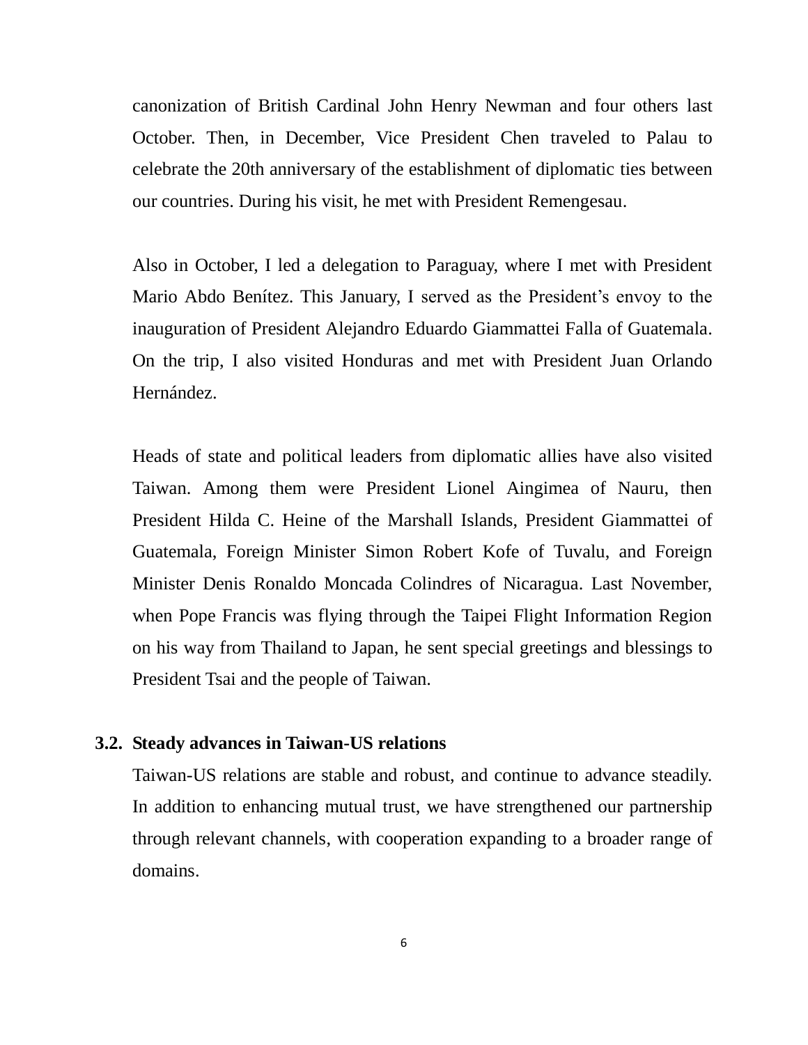canonization of British Cardinal John Henry Newman and four others last October. Then, in December, Vice President Chen traveled to Palau to celebrate the 20th anniversary of the establishment of diplomatic ties between our countries. During his visit, he met with President Remengesau.

Also in October, I led a delegation to Paraguay, where I met with President Mario Abdo Benítez. This January, I served as the President's envoy to the inauguration of President Alejandro Eduardo Giammattei Falla of Guatemala. On the trip, I also visited Honduras and met with President Juan Orlando Hernández.

Heads of state and political leaders from diplomatic allies have also visited Taiwan. Among them were President Lionel Aingimea of Nauru, then President Hilda C. Heine of the Marshall Islands, President Giammattei of Guatemala, Foreign Minister Simon Robert Kofe of Tuvalu, and Foreign Minister Denis Ronaldo Moncada Colindres of Nicaragua. Last November, when Pope Francis was flying through the Taipei Flight Information Region on his way from Thailand to Japan, he sent special greetings and blessings to President Tsai and the people of Taiwan.

### 3.2. Steady advances in Taiwan-US relations

Taiwan-US relations are stable and robust, and continue to advance steadily. In addition to enhancing mutual trust, we have strengthened our partnership through relevant channels, with cooperation expanding to a broader range of domains.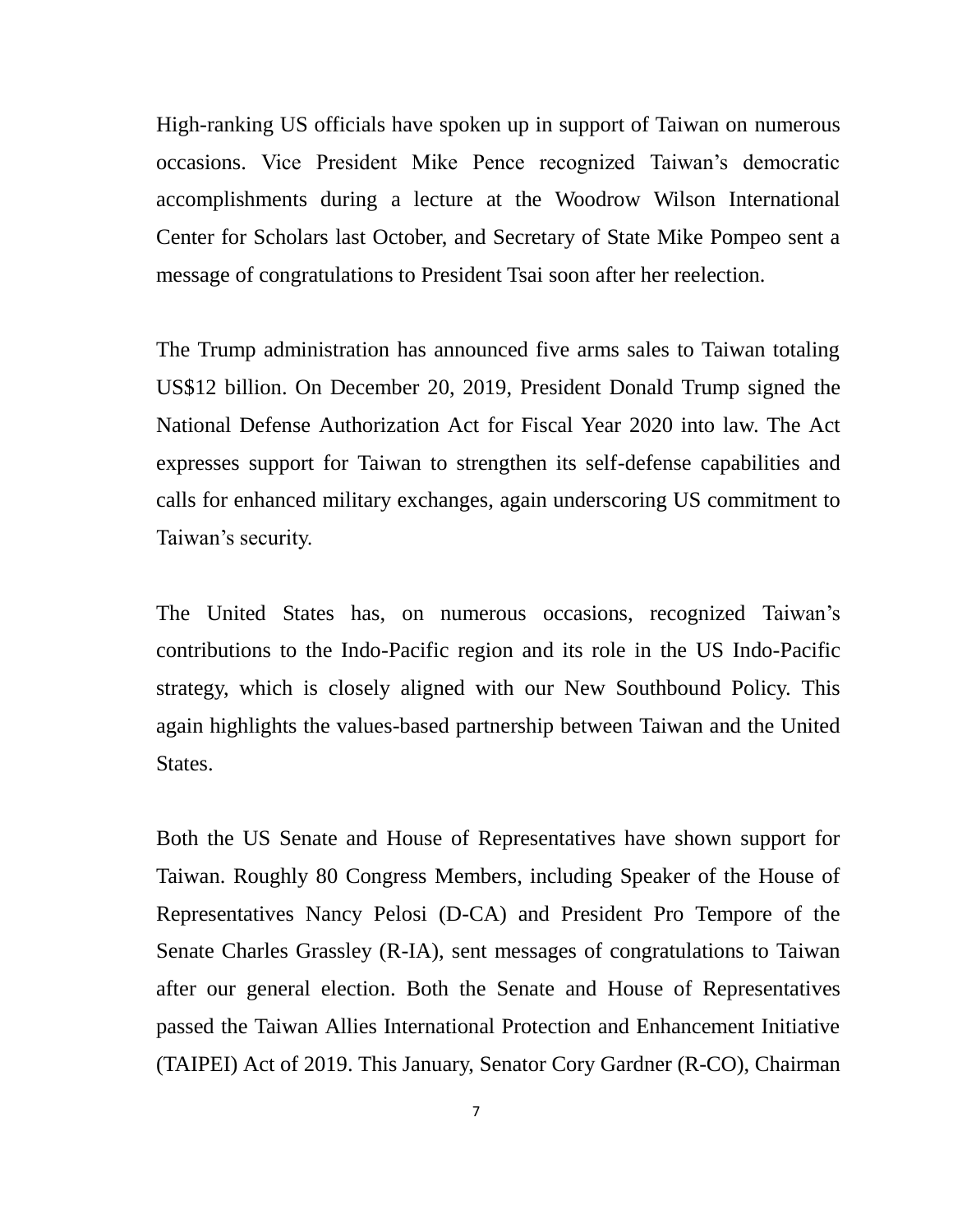High-ranking US officials have spoken up in support of Taiwan on numerous occasions. Vice President Mike Pence recognized Taiwan's democratic accomplishments during a lecture at the Woodrow Wilson International Center for Scholars last October, and Secretary of State Mike Pompeo sent a message of congratulations to President Tsai soon after her reelection.

The Trump administration has announced five arms sales to Taiwan totaling US$12 billion. On December 20, 2019, President Donald Trump signed the National Defense Authorization Act for Fiscal Year 2020 into law. The Act expresses support for Taiwan to strengthen its self-defense capabilities and calls for enhanced military exchanges, again underscoring US commitment to Taiwan's security.

The United States has, on numerous occasions, recognized Taiwan's contributions to the Indo-Pacific region and its role in the US Indo-Pacific strategy, which is closely aligned with our New Southbound Policy. This again highlights the values-based partnership between Taiwan and the United States.

Both the US Senate and House of Representatives have shown support for Taiwan. Roughly 80 Congress Members, including Speaker of the House of Representatives Nancy Pelosi (D-CA) and President Pro Tempore of the Senate Charles Grassley (R-IA), sent messages of congratulations to Taiwan after our general election. Both the Senate and House of Representatives passed the Taiwan Allies International Protection and Enhancement Initiative (TAIPEI) Act of 2019. This January, Senator Cory Gardner (R-CO), Chairman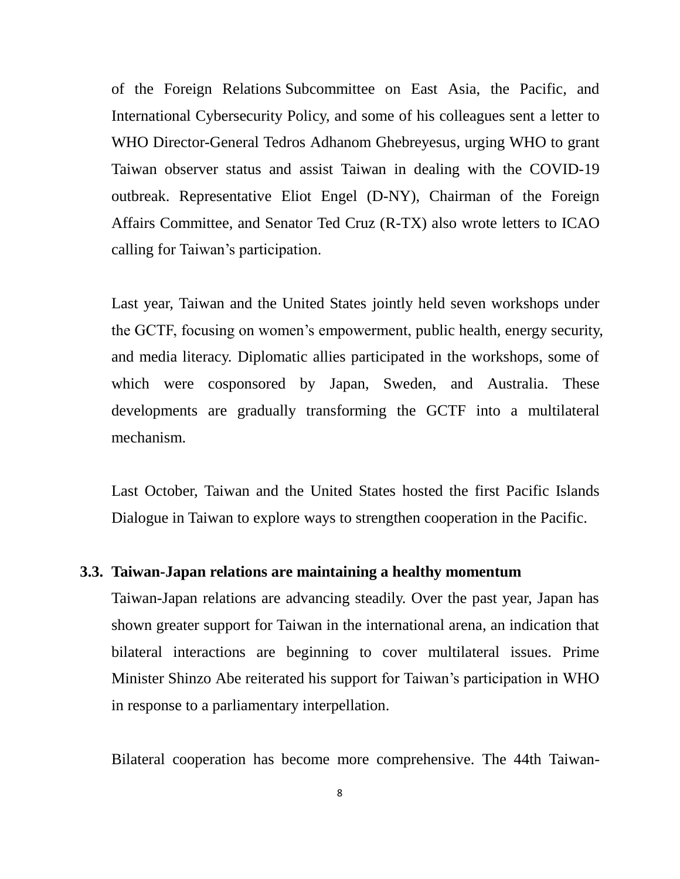of the Foreign Relations Subcommittee on East Asia, the Pacific, and International Cybersecurity Policy, and some of his colleagues sent a letter to WHO Director-General Tedros Adhanom Ghebreyesus, urging WHO to grant Taiwan observer status and assist Taiwan in dealing with the COVID-19 outbreak. Representative Eliot Engel (D-NY), Chairman of the Foreign Affairs Committee, and Senator Ted Cruz (R-TX) also wrote letters to ICAO calling for Taiwan's participation.

Last year, Taiwan and the United States jointly held seven workshops under the GCTF, focusing on women's empowerment, public health, energy security, and media literacy. Diplomatic allies participated in the workshops, some of which were cosponsored by Japan, Sweden, and Australia. These developments are gradually transforming the GCTF into a multilateral mechanism.

Last October, Taiwan and the United States hosted the first Pacific Islands Dialogue in Taiwan to explore ways to strengthen cooperation in the Pacific.

### 3.3. Taiwan-Japan relations are maintaining a healthy momentum

Taiwan-Japan relations are advancing steadily. Over the past year, Japan has shown greater support for Taiwan in the international arena, an indication that bilateral interactions are beginning to cover multilateral issues. Prime Minister Shinzo Abe reiterated his support for Taiwan's participation in WHO in response to a parliamentary interpellation.

Bilateral cooperation has become more comprehensive. The 44th Taiwan-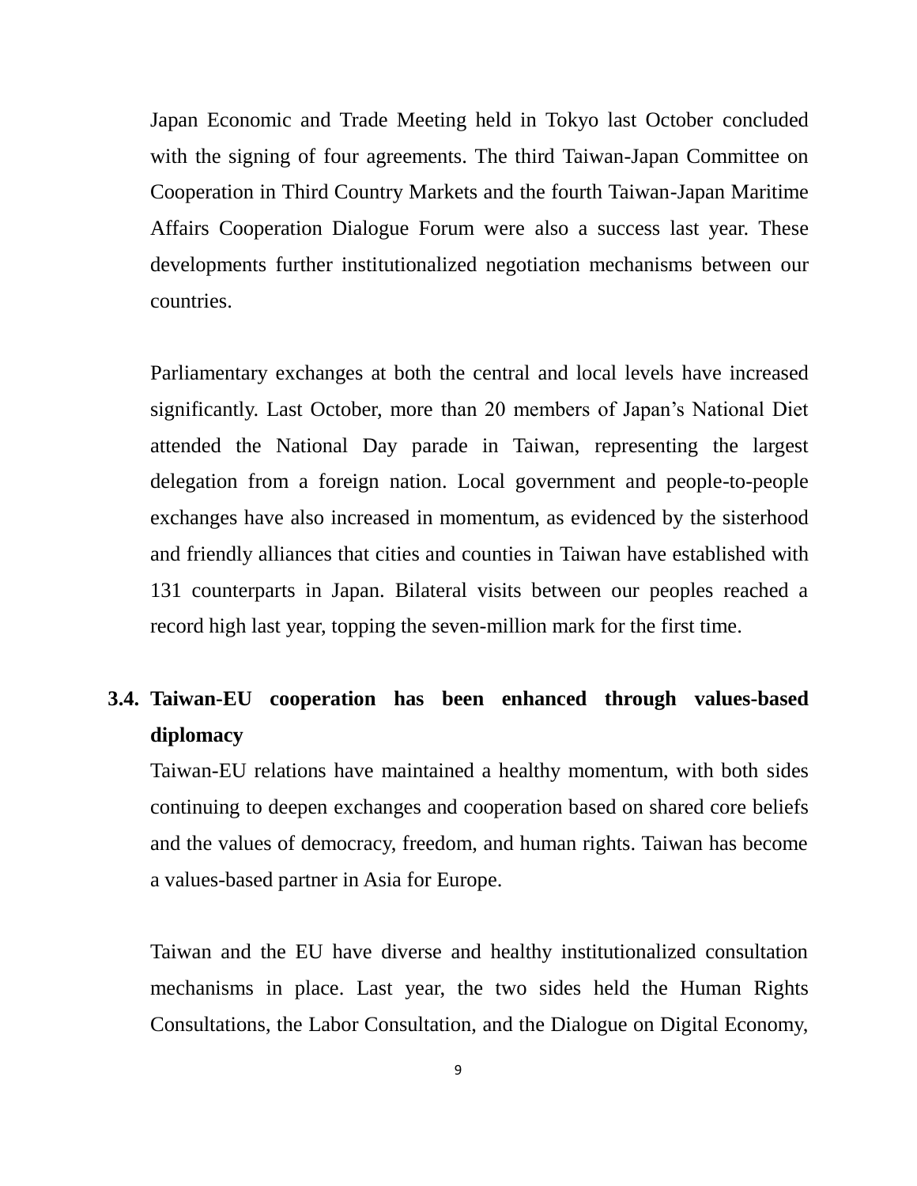Japan Economic and Trade Meeting held in Tokyo last October concluded with the signing of four agreements. The third Taiwan-Japan Committee on Cooperation in Third Country Markets and the fourth Taiwan-Japan Maritime Affairs Cooperation Dialogue Forum were also a success last year. These developments further institutionalized negotiation mechanisms between our countries.

Parliamentary exchanges at both the central and local levels have increased significantly. Last October, more than 20 members of Japan's National Diet attended the National Day parade in Taiwan, representing the largest delegation from a foreign nation. Local government and people-to-people exchanges have also increased in momentum, as evidenced by the sisterhood and friendly alliances that cities and counties in Taiwan have established with 131 counterparts in Japan. Bilateral visits between our peoples reached a record high last year, topping the seven-million mark for the first time.

### 3.4. Taiwan-EU cooperation has been enhanced through values-based diplomacy

Taiwan-EU relations have maintained a healthy momentum, with both sides continuing to deepen exchanges and cooperation based on shared core beliefs and the values of democracy, freedom, and human rights. Taiwan has become a values-based partner in Asia for Europe.

Taiwan and the EU have diverse and healthy institutionalized consultation mechanisms in place. Last year, the two sides held the Human Rights Consultations, the Labor Consultation, and the Dialogue on Digital Economy,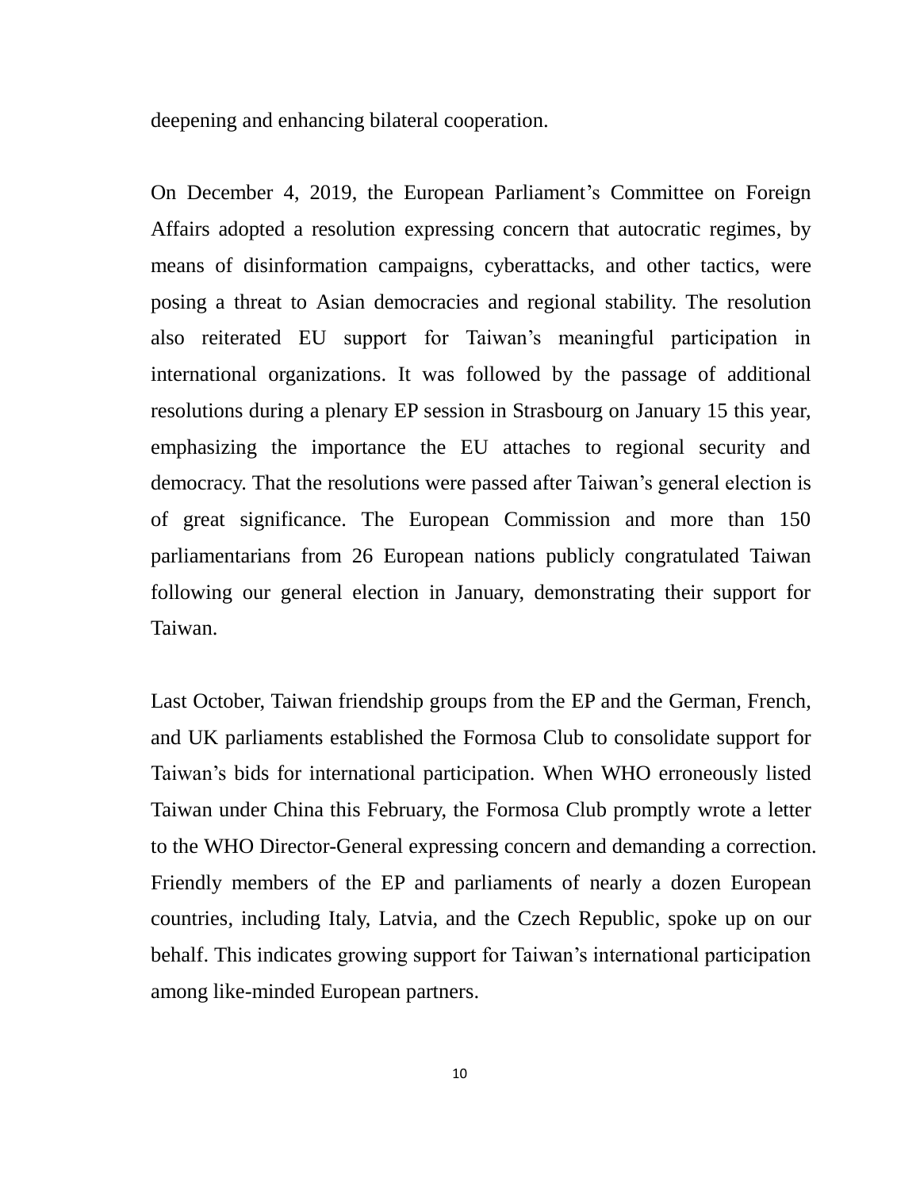deepening and enhancing bilateral cooperation.

On December 4, 2019, the European Parliament's Committee on Foreign Affairs adopted a resolution expressing concern that autocratic regimes, by means of disinformation campaigns, cyberattacks, and other tactics, were posing a threat to Asian democracies and regional stability. The resolution also reiterated EU support for Taiwan's meaningful participation in international organizations. It was followed by the passage of additional resolutions during a plenary EP session in Strasbourg on January 15 this year, emphasizing the importance the EU attaches to regional security and democracy. That the resolutions were passed after Taiwan's general election is of great significance. The European Commission and more than 150 parliamentarians from 26 European nations publicly congratulated Taiwan following our general election in January, demonstrating their support for Taiwan.

Last October, Taiwan friendship groups from the EP and the German, French, and UK parliaments established the Formosa Club to consolidate support for Taiwan's bids for international participation. When WHO erroneously listed Taiwan under China this February, the Formosa Club promptly wrote a letter to the WHO Director-General expressing concern and demanding a correction. Friendly members of the EP and parliaments of nearly a dozen European countries, including Italy, Latvia, and the Czech Republic, spoke up on our behalf. This indicates growing support for Taiwan's international participation among like-minded European partners.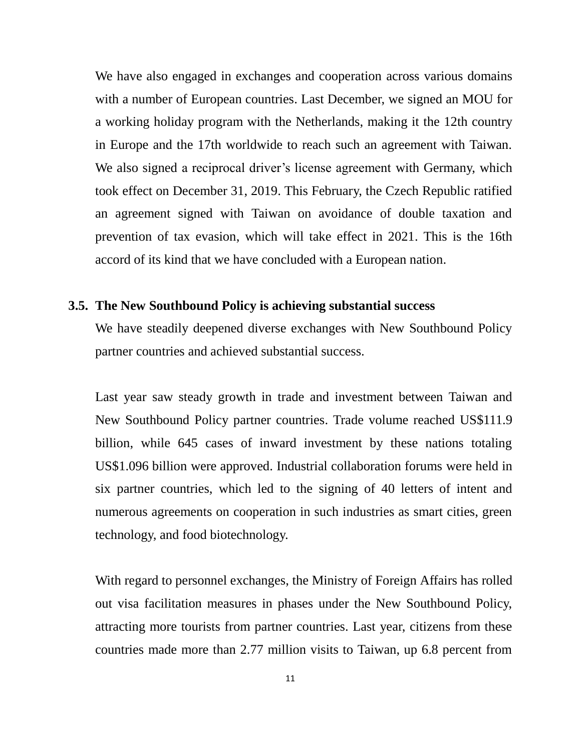We have also engaged in exchanges and cooperation across various domains with a number of European countries. Last December, we signed an MOU for a working holiday program with the Netherlands, making it the 12th country in Europe and the 17th worldwide to reach such an agreement with Taiwan. We also signed a reciprocal driver's license agreement with Germany, which took effect on December 31, 2019. This February, the Czech Republic ratified an agreement signed with Taiwan on avoidance of double taxation and prevention of tax evasion, which will take effect in 2021. This is the 16th accord of its kind that we have concluded with a European nation.

### 3.5. The New Southbound Policy is achieving substantial success

We have steadily deepened diverse exchanges with New Southbound Policy partner countries and achieved substantial success.

Last year saw steady growth in trade and investment between Taiwan and New Southbound Policy partner countries. Trade volume reached US$111.9 billion, while 645 cases of inward investment by these nations totaling US$1.096 billion were approved. Industrial collaboration forums were held in six partner countries, which led to the signing of 40 letters of intent and numerous agreements on cooperation in such industries as smart cities, green technology, and food biotechnology.

With regard to personnel exchanges, the Ministry of Foreign Affairs has rolled out visa facilitation measures in phases under the New Southbound Policy, attracting more tourists from partner countries. Last year, citizens from these countries made more than 2.77 million visits to Taiwan, up 6.8 percent from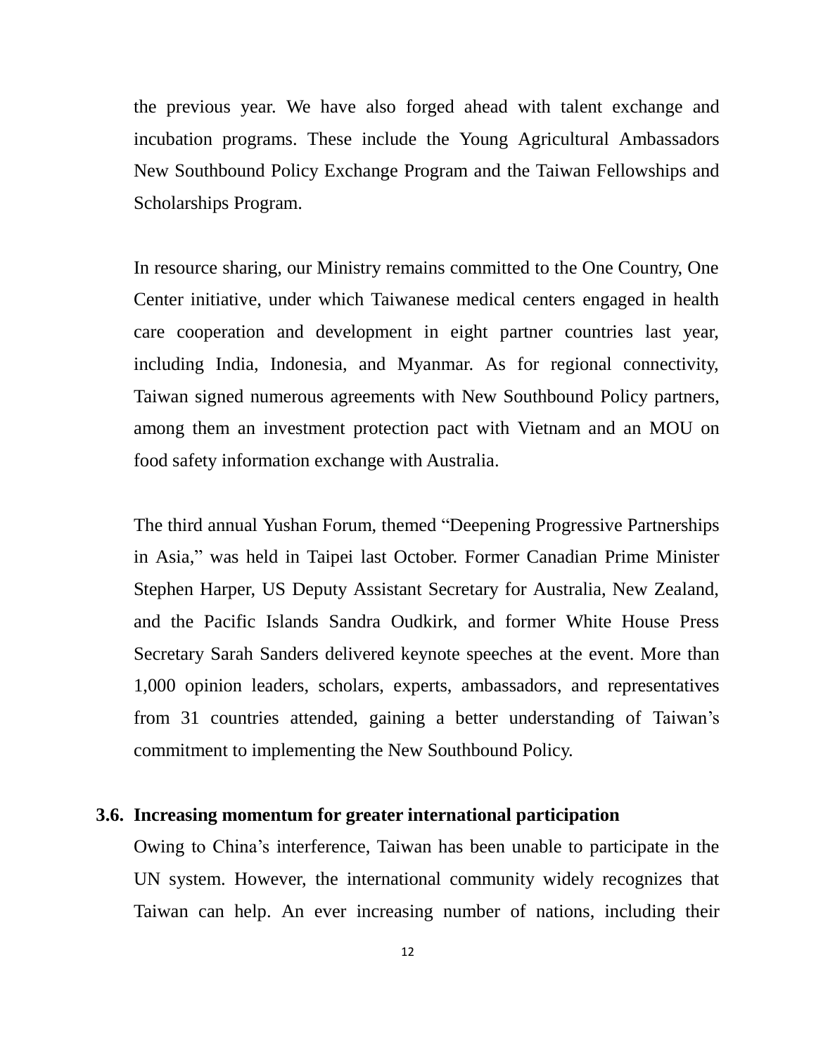the previous year. We have also forged ahead with talent exchange and incubation programs. These include the Young Agricultural Ambassadors New Southbound Policy Exchange Program and the Taiwan Fellowships and Scholarships Program.

In resource sharing, our Ministry remains committed to the One Country, One Center initiative, under which Taiwanese medical centers engaged in health care cooperation and development in eight partner countries last year, including India, Indonesia, and Myanmar. As for regional connectivity, Taiwan signed numerous agreements with New Southbound Policy partners, among them an investment protection pact with Vietnam and an MOU on food safety information exchange with Australia.

The third annual Yushan Forum, themed "Deepening Progressive Partnerships in Asia," was held in Taipei last October. Former Canadian Prime Minister Stephen Harper, US Deputy Assistant Secretary for Australia, New Zealand, and the Pacific Islands Sandra Oudkirk, and former White House Press Secretary Sarah Sanders delivered keynote speeches at the event. More than 1,000 opinion leaders, scholars, experts, ambassadors, and representatives from 31 countries attended, gaining a better understanding of Taiwan's commitment to implementing the New Southbound Policy.

### 3.6. Increasing momentum for greater international participation

Owing to China's interference, Taiwan has been unable to participate in the UN system. However, the international community widely recognizes that Taiwan can help. An ever increasing number of nations, including their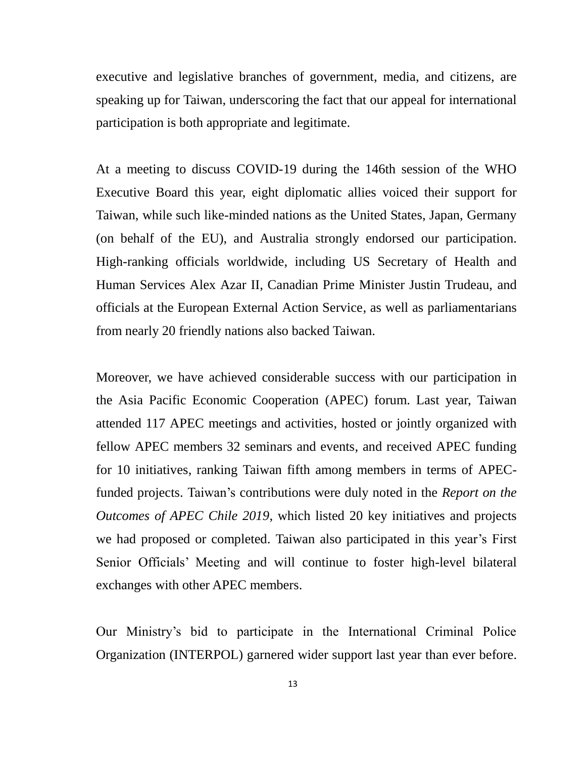executive and legislative branches of government, media, and citizens, are speaking up for Taiwan, underscoring the fact that our appeal for international participation is both appropriate and legitimate.

At a meeting to discuss COVID-19 during the 146th session of the WHO Executive Board this year, eight diplomatic allies voiced their support for Taiwan, while such like-minded nations as the United States, Japan, Germany (on behalf of the EU), and Australia strongly endorsed our participation. High-ranking officials worldwide, including US Secretary of Health and Human Services Alex Azar II, Canadian Prime Minister Justin Trudeau, and officials at the European External Action Service, as well as parliamentarians from nearly 20 friendly nations also backed Taiwan.

Moreover, we have achieved considerable success with our participation in the Asia Pacific Economic Cooperation (APEC) forum. Last year, Taiwan attended 117 APEC meetings and activities, hosted or jointly organized with fellow APEC members 32 seminars and events, and received APEC funding for 10 initiatives, ranking Taiwan fifth among members in terms of APEC-funded projects. Taiwan's contributions were duly noted in the *Report on the Outcomes of APEC Chile 2019*, which listed 20 key initiatives and projects we had proposed or completed. Taiwan also participated in this year's First Senior Officials' Meeting and will continue to foster high-level bilateral exchanges with other APEC members.

Our Ministry's bid to participate in the International Criminal Police Organization (INTERPOL) garnered wider support last year than ever before.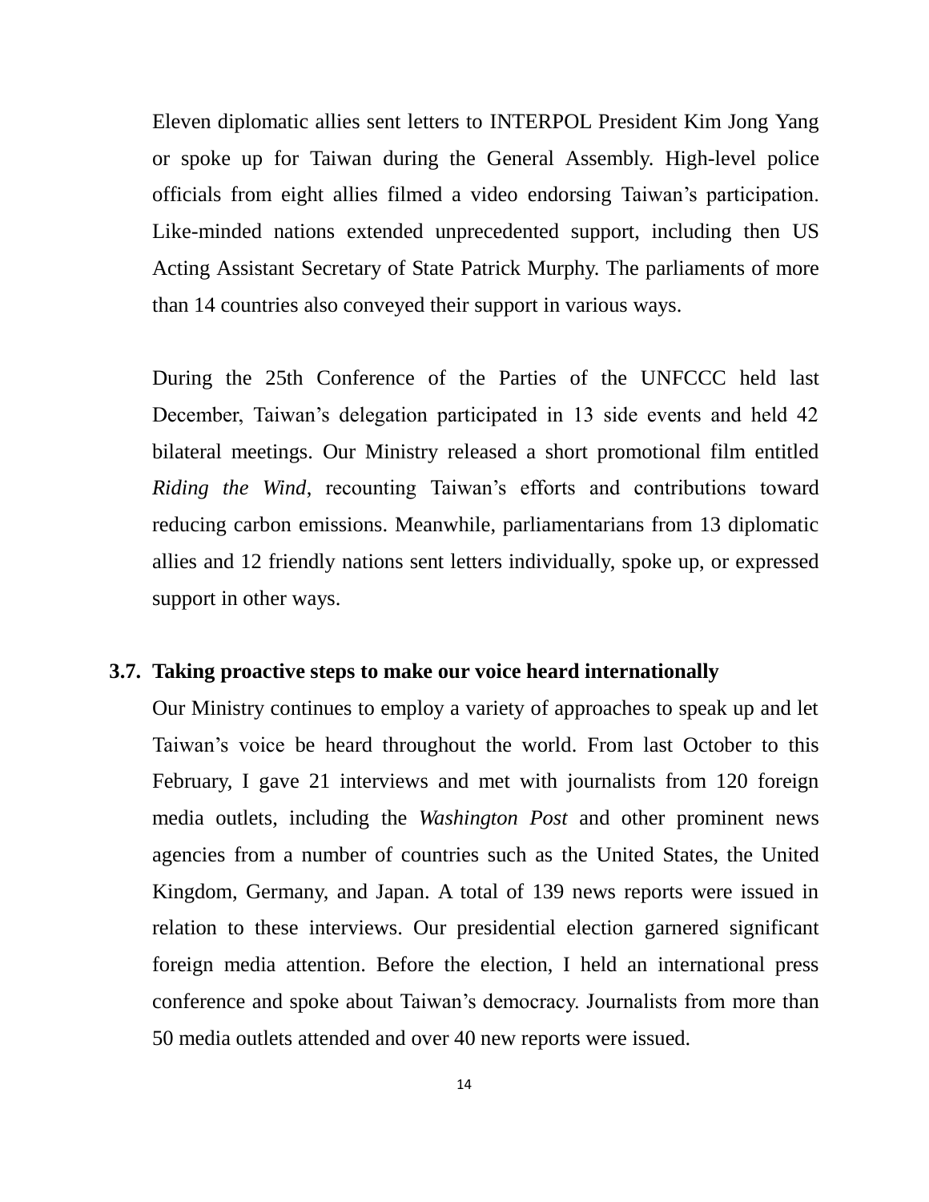Eleven diplomatic allies sent letters to INTERPOL President Kim Jong Yang or spoke up for Taiwan during the General Assembly. High-level police officials from eight allies filmed a video endorsing Taiwan's participation. Like-minded nations extended unprecedented support, including then US Acting Assistant Secretary of State Patrick Murphy. The parliaments of more than 14 countries also conveyed their support in various ways.

During the 25th Conference of the Parties of the UNFCCC held last December, Taiwan's delegation participated in 13 side events and held 42 bilateral meetings. Our Ministry released a short promotional film entitled *Riding the Wind*, recounting Taiwan's efforts and contributions toward reducing carbon emissions. Meanwhile, parliamentarians from 13 diplomatic allies and 12 friendly nations sent letters individually, spoke up, or expressed support in other ways.

### 3.7. Taking proactive steps to make our voice heard internationally

Our Ministry continues to employ a variety of approaches to speak up and let Taiwan's voice be heard throughout the world. From last October to this February, I gave 21 interviews and met with journalists from 120 foreign media outlets, including the *Washington Post* and other prominent news agencies from a number of countries such as the United States, the United Kingdom, Germany, and Japan. A total of 139 news reports were issued in relation to these interviews. Our presidential election garnered significant foreign media attention. Before the election, I held an international press conference and spoke about Taiwan's democracy. Journalists from more than 50 media outlets attended and over 40 new reports were issued.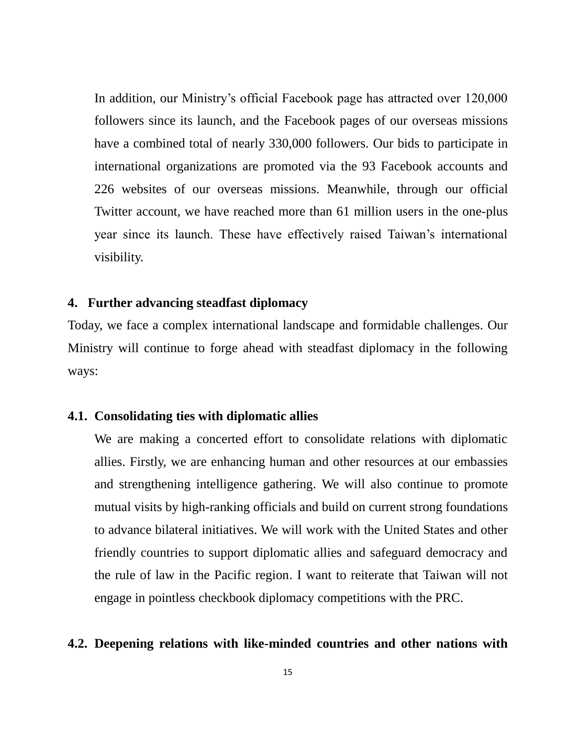In addition, our Ministry's official Facebook page has attracted over 120,000 followers since its launch, and the Facebook pages of our overseas missions have a combined total of nearly 330,000 followers. Our bids to participate in international organizations are promoted via the 93 Facebook accounts and 226 websites of our overseas missions. Meanwhile, through our official Twitter account, we have reached more than 61 million users in the one-plus year since its launch. These have effectively raised Taiwan's international visibility.

## 4. Further advancing steadfast diplomacy

Today, we face a complex international landscape and formidable challenges. Our Ministry will continue to forge ahead with steadfast diplomacy in the following ways:

### 4.1. Consolidating ties with diplomatic allies

We are making a concerted effort to consolidate relations with diplomatic allies. Firstly, we are enhancing human and other resources at our embassies and strengthening intelligence gathering. We will also continue to promote mutual visits by high-ranking officials and build on current strong foundations to advance bilateral initiatives. We will work with the United States and other friendly countries to support diplomatic allies and safeguard democracy and the rule of law in the Pacific region. I want to reiterate that Taiwan will not engage in pointless checkbook diplomacy competitions with the PRC.

### 4.2. Deepening relations with like-minded countries and other nations with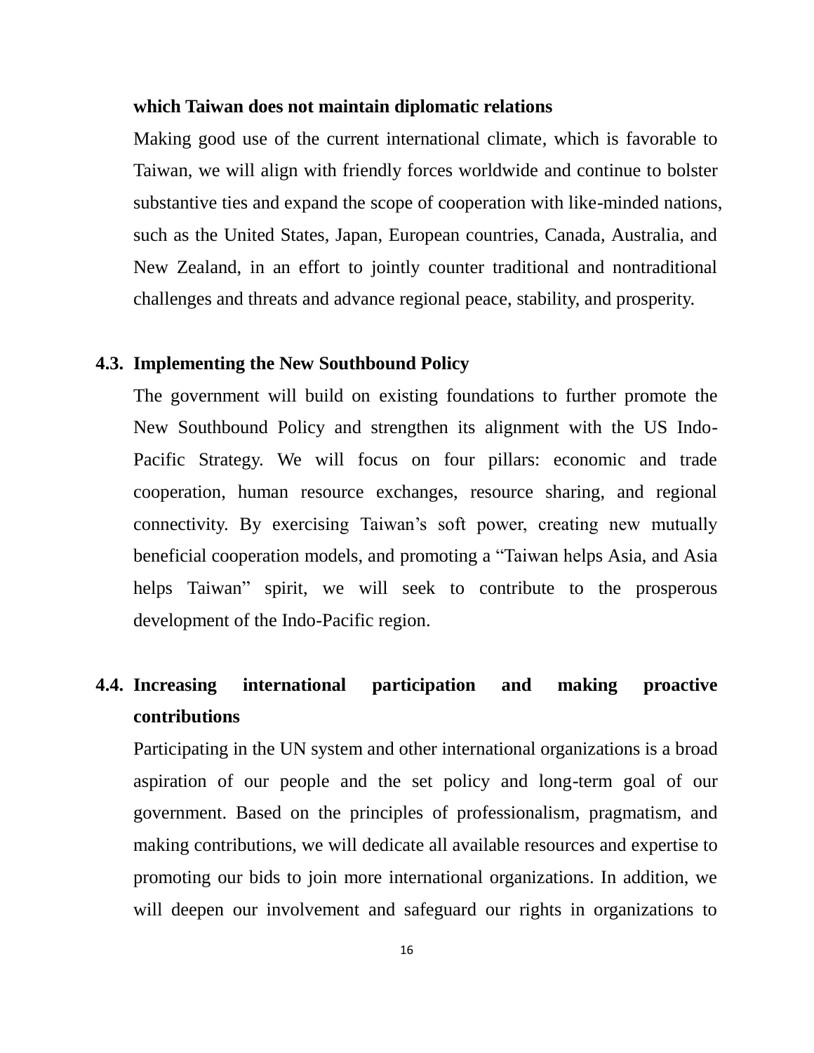**which Taiwan does not maintain diplomatic relations**

Making good use of the current international climate, which is favorable to Taiwan, we will align with friendly forces worldwide and continue to bolster substantive ties and expand the scope of cooperation with like-minded nations, such as the United States, Japan, European countries, Canada, Australia, and New Zealand, in an effort to jointly counter traditional and nontraditional challenges and threats and advance regional peace, stability, and prosperity.

**4.3. Implementing the New Southbound Policy**

The government will build on existing foundations to further promote the New Southbound Policy and strengthen its alignment with the US Indo-Pacific Strategy. We will focus on four pillars: economic and trade cooperation, human resource exchanges, resource sharing, and regional connectivity. By exercising Taiwan's soft power, creating new mutually beneficial cooperation models, and promoting a "Taiwan helps Asia, and Asia helps Taiwan" spirit, we will seek to contribute to the prosperous development of the Indo-Pacific region.

**4.4. Increasing international participation and making proactive contributions**

Participating in the UN system and other international organizations is a broad aspiration of our people and the set policy and long-term goal of our government. Based on the principles of professionalism, pragmatism, and making contributions, we will dedicate all available resources and expertise to promoting our bids to join more international organizations. In addition, we will deepen our involvement and safeguard our rights in organizations to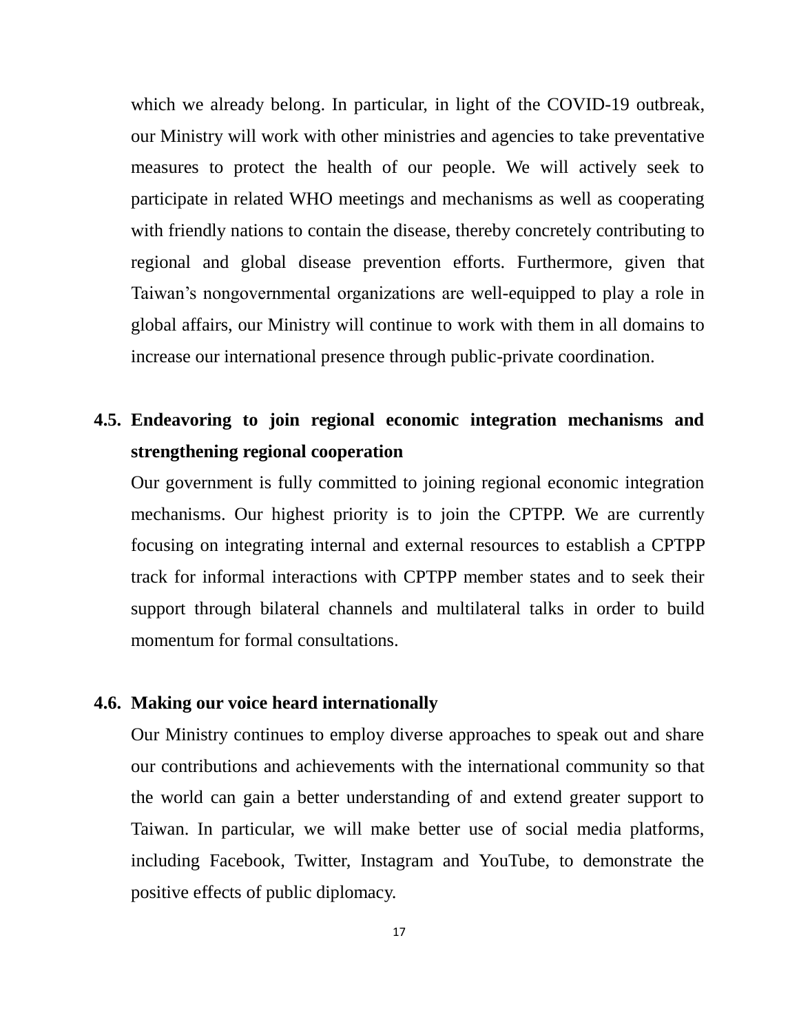which we already belong. In particular, in light of the COVID-19 outbreak, our Ministry will work with other ministries and agencies to take preventative measures to protect the health of our people. We will actively seek to participate in related WHO meetings and mechanisms as well as cooperating with friendly nations to contain the disease, thereby concretely contributing to regional and global disease prevention efforts. Furthermore, given that Taiwan's nongovernmental organizations are well-equipped to play a role in global affairs, our Ministry will continue to work with them in all domains to increase our international presence through public-private coordination.

### 4.5. Endeavoring to join regional economic integration mechanisms and strengthening regional cooperation

Our government is fully committed to joining regional economic integration mechanisms. Our highest priority is to join the CPTPP. We are currently focusing on integrating internal and external resources to establish a CPTPP track for informal interactions with CPTPP member states and to seek their support through bilateral channels and multilateral talks in order to build momentum for formal consultations.

### 4.6. Making our voice heard internationally

Our Ministry continues to employ diverse approaches to speak out and share our contributions and achievements with the international community so that the world can gain a better understanding of and extend greater support to Taiwan. In particular, we will make better use of social media platforms, including Facebook, Twitter, Instagram and YouTube, to demonstrate the positive effects of public diplomacy.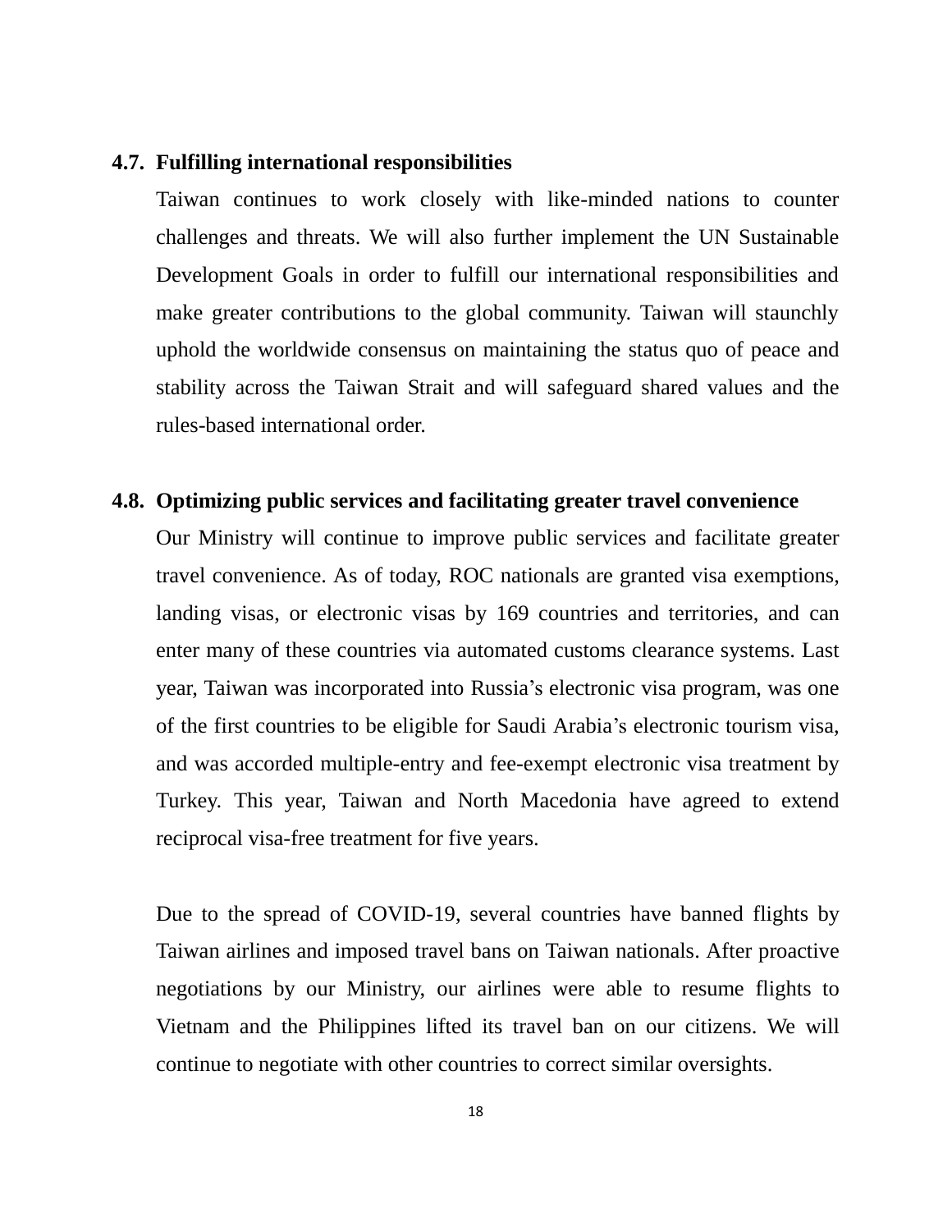### 4.7. Fulfilling international responsibilities

Taiwan continues to work closely with like-minded nations to counter challenges and threats. We will also further implement the UN Sustainable Development Goals in order to fulfill our international responsibilities and make greater contributions to the global community. Taiwan will staunchly uphold the worldwide consensus on maintaining the status quo of peace and stability across the Taiwan Strait and will safeguard shared values and the rules-based international order.

### 4.8. Optimizing public services and facilitating greater travel convenience

Our Ministry will continue to improve public services and facilitate greater travel convenience. As of today, ROC nationals are granted visa exemptions, landing visas, or electronic visas by 169 countries and territories, and can enter many of these countries via automated customs clearance systems. Last year, Taiwan was incorporated into Russia's electronic visa program, was one of the first countries to be eligible for Saudi Arabia's electronic tourism visa, and was accorded multiple-entry and fee-exempt electronic visa treatment by Turkey. This year, Taiwan and North Macedonia have agreed to extend reciprocal visa-free treatment for five years.

Due to the spread of COVID-19, several countries have banned flights by Taiwan airlines and imposed travel bans on Taiwan nationals. After proactive negotiations by our Ministry, our airlines were able to resume flights to Vietnam and the Philippines lifted its travel ban on our citizens. We will continue to negotiate with other countries to correct similar oversights.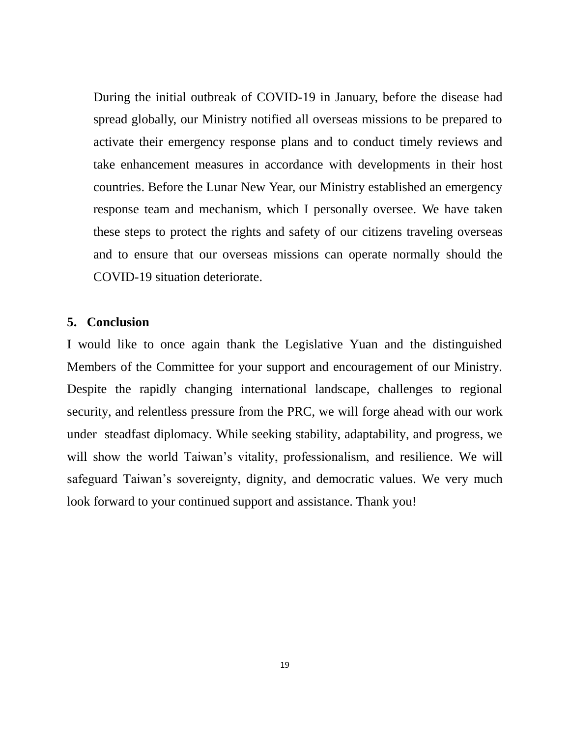During the initial outbreak of COVID-19 in January, before the disease had spread globally, our Ministry notified all overseas missions to be prepared to activate their emergency response plans and to conduct timely reviews and take enhancement measures in accordance with developments in their host countries. Before the Lunar New Year, our Ministry established an emergency response team and mechanism, which I personally oversee. We have taken these steps to protect the rights and safety of our citizens traveling overseas and to ensure that our overseas missions can operate normally should the COVID-19 situation deteriorate.

## 5. Conclusion

I would like to once again thank the Legislative Yuan and the distinguished Members of the Committee for your support and encouragement of our Ministry. Despite the rapidly changing international landscape, challenges to regional security, and relentless pressure from the PRC, we will forge ahead with our work under steadfast diplomacy. While seeking stability, adaptability, and progress, we will show the world Taiwan's vitality, professionalism, and resilience. We will safeguard Taiwan's sovereignty, dignity, and democratic values. We very much look forward to your continued support and assistance. Thank you!